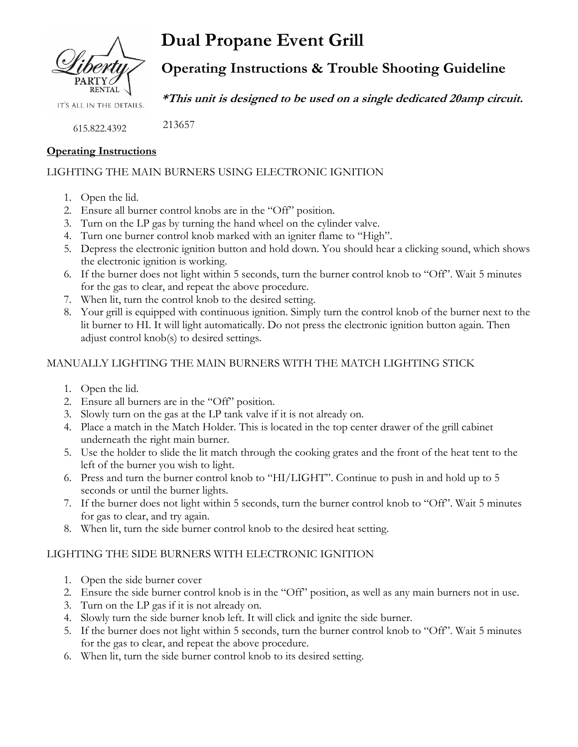# Dual Propane Event Grill

## Operating Instructions & Trouble Shooting Guideline

***This unit is designed to be used on a single dedicated 20amp circuit.***

615.822.4392

213657

**Operating Instructions**

LIGHTING THE MAIN BURNERS USING ELECTRONIC IGNITION

1. Open the lid.
2. Ensure all burner control knobs are in the "Off" position.
3. Turn on the LP gas by turning the hand wheel on the cylinder valve.
4. Turn one burner control knob marked with an igniter flame to "High".
5. Depress the electronic ignition button and hold down. You should hear a clicking sound, which shows the electronic ignition is working.
6. If the burner does not light within 5 seconds, turn the burner control knob to "Off". Wait 5 minutes for the gas to clear, and repeat the above procedure.
7. When lit, turn the control knob to the desired setting.
8. Your grill is equipped with continuous ignition. Simply turn the control knob of the burner next to the lit burner to HI. It will light automatically. Do not press the electronic ignition button again. Then adjust control knob(s) to desired settings.

MANUALLY LIGHTING THE MAIN BURNERS WITH THE MATCH LIGHTING STICK

1. Open the lid.
2. Ensure all burners are in the "Off" position.
3. Slowly turn on the gas at the LP tank valve if it is not already on.
4. Place a match in the Match Holder. This is located in the top center drawer of the grill cabinet underneath the right main burner.
5. Use the holder to slide the lit match through the cooking grates and the front of the heat tent to the left of the burner you wish to light.
6. Press and turn the burner control knob to "HI/LIGHT". Continue to push in and hold up to 5 seconds or until the burner lights.
7. If the burner does not light within 5 seconds, turn the burner control knob to "Off". Wait 5 minutes for gas to clear, and try again.
8. When lit, turn the side burner control knob to the desired heat setting.

LIGHTING THE SIDE BURNERS WITH ELECTRONIC IGNITION

1. Open the side burner cover
2. Ensure the side burner control knob is in the "Off" position, as well as any main burners not in use.
3. Turn on the LP gas if it is not already on.
4. Slowly turn the side burner knob left. It will click and ignite the side burner.
5. If the burner does not light within 5 seconds, turn the burner control knob to "Off". Wait 5 minutes for the gas to clear, and repeat the above procedure.
6. When lit, turn the side burner control knob to its desired setting.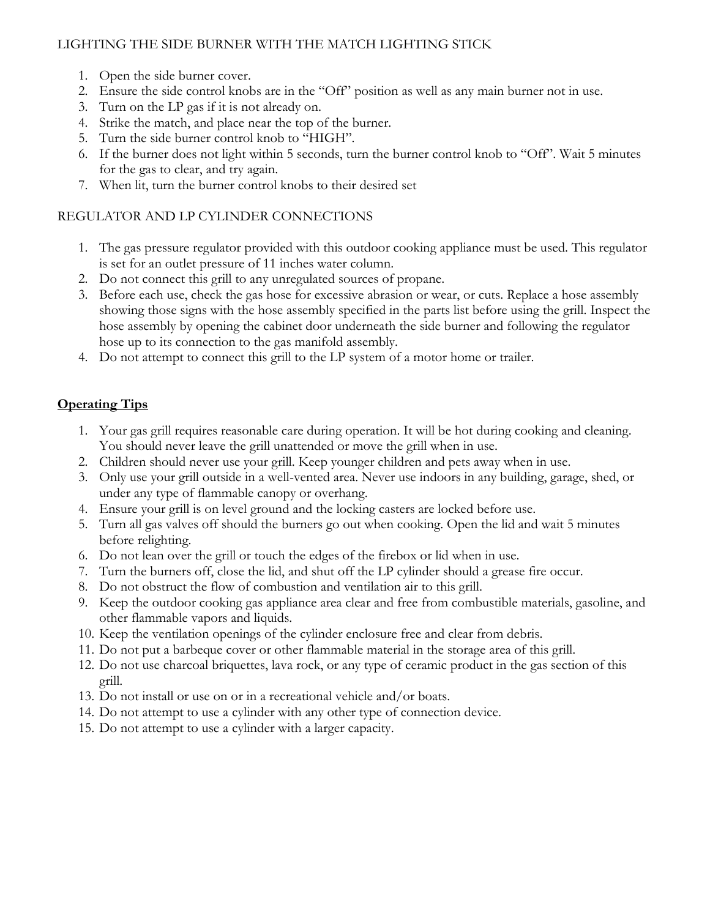LIGHTING THE SIDE BURNER WITH THE MATCH LIGHTING STICK

1. Open the side burner cover.
2. Ensure the side control knobs are in the "Off" position as well as any main burner not in use.
3. Turn on the LP gas if it is not already on.
4. Strike the match, and place near the top of the burner.
5. Turn the side burner control knob to "HIGH".
6. If the burner does not light within 5 seconds, turn the burner control knob to "Off". Wait 5 minutes for the gas to clear, and try again.
7. When lit, turn the burner control knobs to their desired set

REGULATOR AND LP CYLINDER CONNECTIONS

1. The gas pressure regulator provided with this outdoor cooking appliance must be used. This regulator is set for an outlet pressure of 11 inches water column.
2. Do not connect this grill to any unregulated sources of propane.
3. Before each use, check the gas hose for excessive abrasion or wear, or cuts. Replace a hose assembly showing those signs with the hose assembly specified in the parts list before using the grill. Inspect the hose assembly by opening the cabinet door underneath the side burner and following the regulator hose up to its connection to the gas manifold assembly.
4. Do not attempt to connect this grill to the LP system of a motor home or trailer.

**Operating Tips**

1. Your gas grill requires reasonable care during operation. It will be hot during cooking and cleaning. You should never leave the grill unattended or move the grill when in use.
2. Children should never use your grill. Keep younger children and pets away when in use.
3. Only use your grill outside in a well-vented area. Never use indoors in any building, garage, shed, or under any type of flammable canopy or overhang.
4. Ensure your grill is on level ground and the locking casters are locked before use.
5. Turn all gas valves off should the burners go out when cooking. Open the lid and wait 5 minutes before relighting.
6. Do not lean over the grill or touch the edges of the firebox or lid when in use.
7. Turn the burners off, close the lid, and shut off the LP cylinder should a grease fire occur.
8. Do not obstruct the flow of combustion and ventilation air to this grill.
9. Keep the outdoor cooking gas appliance area clear and free from combustible materials, gasoline, and other flammable vapors and liquids.
10. Keep the ventilation openings of the cylinder enclosure free and clear from debris.
11. Do not put a barbeque cover or other flammable material in the storage area of this grill.
12. Do not use charcoal briquettes, lava rock, or any type of ceramic product in the gas section of this grill.
13. Do not install or use on or in a recreational vehicle and/or boats.
14. Do not attempt to use a cylinder with any other type of connection device.
15. Do not attempt to use a cylinder with a larger capacity.